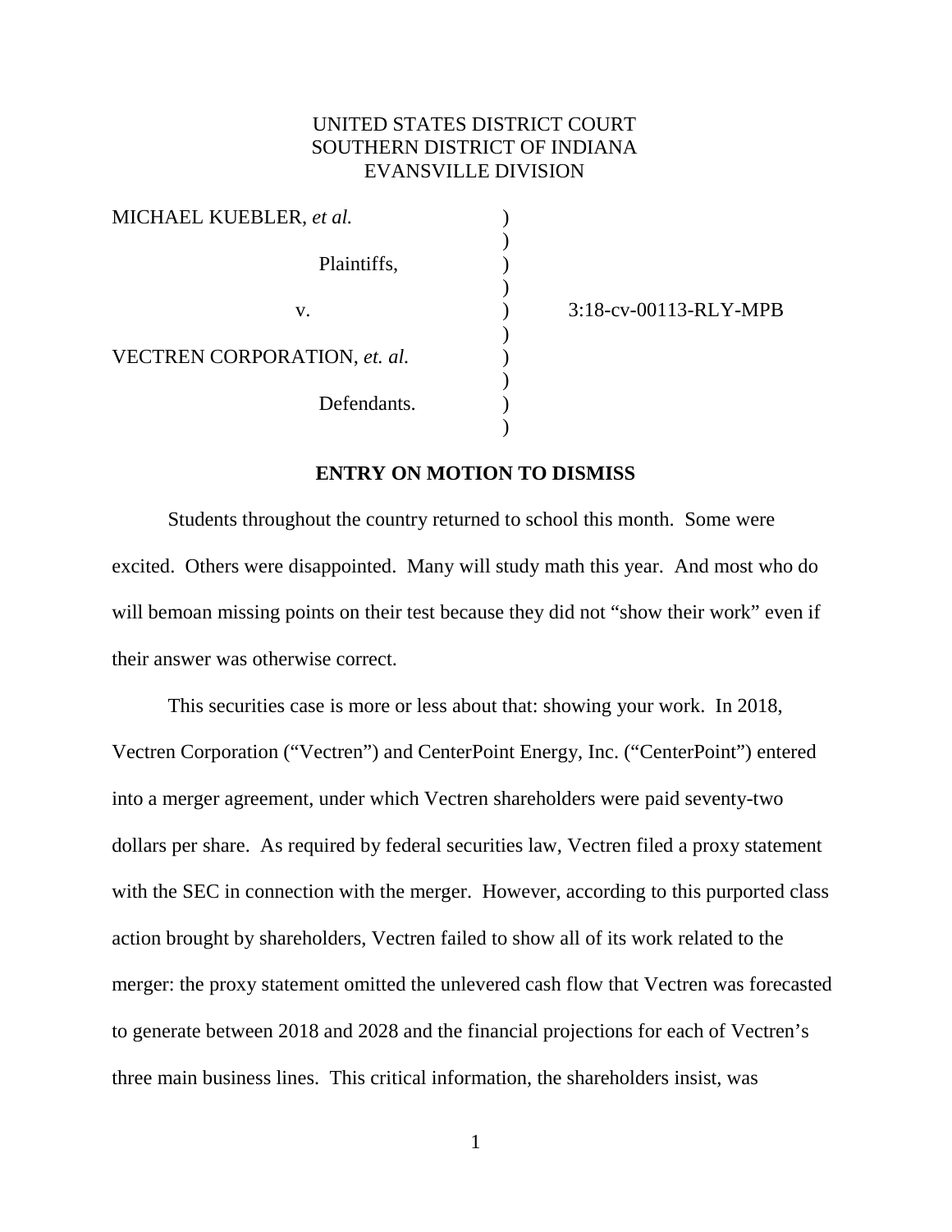UNITED STATES DISTRICT COURT
SOUTHERN DISTRICT OF INDIANA
EVANSVILLE DIVISION

| | | |
|---|---|---|
| MICHAEL KUEBLER, *et al.* | ) | |
| | ) | |
| Plaintiffs, | ) | |
| | ) | |
| v. | ) | 3:18-cv-00113-RLY-MPB |
| | ) | |
| VECTREN CORPORATION, *et. al.* | ) | |
| | ) | |
| Defendants. | ) | |
| | ) | |

**ENTRY ON MOTION TO DISMISS**

Students throughout the country returned to school this month. Some were excited. Others were disappointed. Many will study math this year. And most who do will bemoan missing points on their test because they did not "show their work" even if their answer was otherwise correct.

This securities case is more or less about that: showing your work. In 2018, Vectren Corporation ("Vectren") and CenterPoint Energy, Inc. ("CenterPoint") entered into a merger agreement, under which Vectren shareholders were paid seventy-two dollars per share. As required by federal securities law, Vectren filed a proxy statement with the SEC in connection with the merger. However, according to this purported class action brought by shareholders, Vectren failed to show all of its work related to the merger: the proxy statement omitted the unlevered cash flow that Vectren was forecasted to generate between 2018 and 2028 and the financial projections for each of Vectren's three main business lines. This critical information, the shareholders insist, was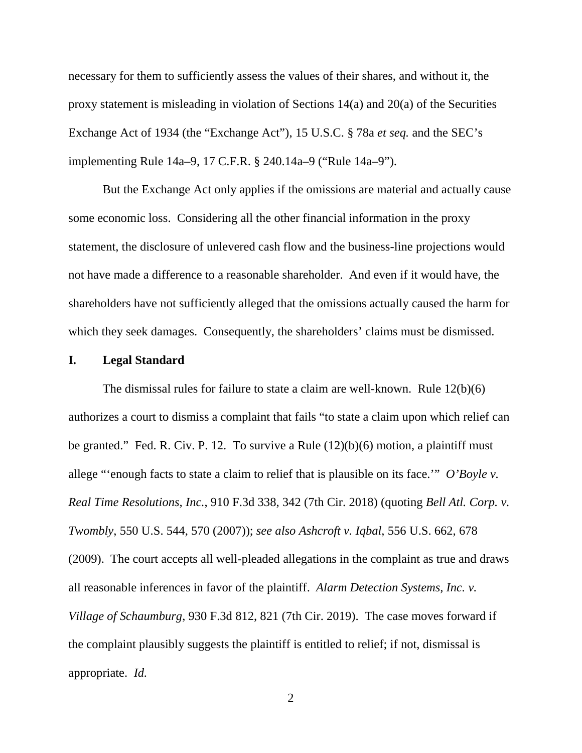necessary for them to sufficiently assess the values of their shares, and without it, the proxy statement is misleading in violation of Sections 14(a) and 20(a) of the Securities Exchange Act of 1934 (the "Exchange Act"), 15 U.S.C. § 78a *et seq.* and the SEC's implementing Rule 14a–9, 17 C.F.R. § 240.14a–9 ("Rule 14a–9").

But the Exchange Act only applies if the omissions are material and actually cause some economic loss. Considering all the other financial information in the proxy statement, the disclosure of unlevered cash flow and the business-line projections would not have made a difference to a reasonable shareholder. And even if it would have, the shareholders have not sufficiently alleged that the omissions actually caused the harm for which they seek damages. Consequently, the shareholders' claims must be dismissed.

## I. Legal Standard

The dismissal rules for failure to state a claim are well-known. Rule 12(b)(6) authorizes a court to dismiss a complaint that fails "to state a claim upon which relief can be granted." Fed. R. Civ. P. 12. To survive a Rule (12)(b)(6) motion, a plaintiff must allege "'enough facts to state a claim to relief that is plausible on its face.'" *O'Boyle v. Real Time Resolutions, Inc.*, 910 F.3d 338, 342 (7th Cir. 2018) (quoting *Bell Atl. Corp. v. Twombly*, 550 U.S. 544, 570 (2007)); *see also Ashcroft v. Iqbal*, 556 U.S. 662, 678 (2009). The court accepts all well-pleaded allegations in the complaint as true and draws all reasonable inferences in favor of the plaintiff. *Alarm Detection Systems, Inc. v. Village of Schaumburg*, 930 F.3d 812, 821 (7th Cir. 2019). The case moves forward if the complaint plausibly suggests the plaintiff is entitled to relief; if not, dismissal is appropriate. *Id.*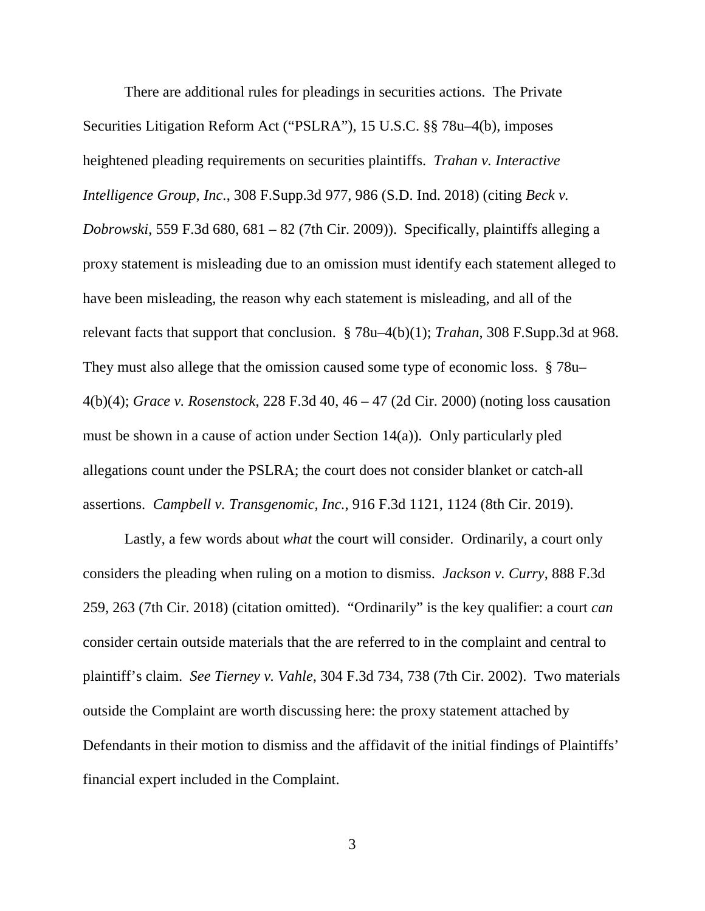There are additional rules for pleadings in securities actions. The Private Securities Litigation Reform Act ("PSLRA"), 15 U.S.C. §§ 78u–4(b), imposes heightened pleading requirements on securities plaintiffs. *Trahan v. Interactive Intelligence Group, Inc.*, 308 F.Supp.3d 977, 986 (S.D. Ind. 2018) (citing *Beck v. Dobrowski*, 559 F.3d 680, 681 – 82 (7th Cir. 2009)). Specifically, plaintiffs alleging a proxy statement is misleading due to an omission must identify each statement alleged to have been misleading, the reason why each statement is misleading, and all of the relevant facts that support that conclusion. § 78u–4(b)(1); *Trahan*, 308 F.Supp.3d at 968. They must also allege that the omission caused some type of economic loss. § 78u–4(b)(4); *Grace v. Rosenstock*, 228 F.3d 40, 46 – 47 (2d Cir. 2000) (noting loss causation must be shown in a cause of action under Section 14(a)). Only particularly pled allegations count under the PSLRA; the court does not consider blanket or catch-all assertions. *Campbell v. Transgenomic, Inc.*, 916 F.3d 1121, 1124 (8th Cir. 2019).

Lastly, a few words about *what* the court will consider. Ordinarily, a court only considers the pleading when ruling on a motion to dismiss. *Jackson v. Curry*, 888 F.3d 259, 263 (7th Cir. 2018) (citation omitted). "Ordinarily" is the key qualifier: a court *can* consider certain outside materials that the are referred to in the complaint and central to plaintiff's claim. *See Tierney v. Vahle*, 304 F.3d 734, 738 (7th Cir. 2002). Two materials outside the Complaint are worth discussing here: the proxy statement attached by Defendants in their motion to dismiss and the affidavit of the initial findings of Plaintiffs' financial expert included in the Complaint.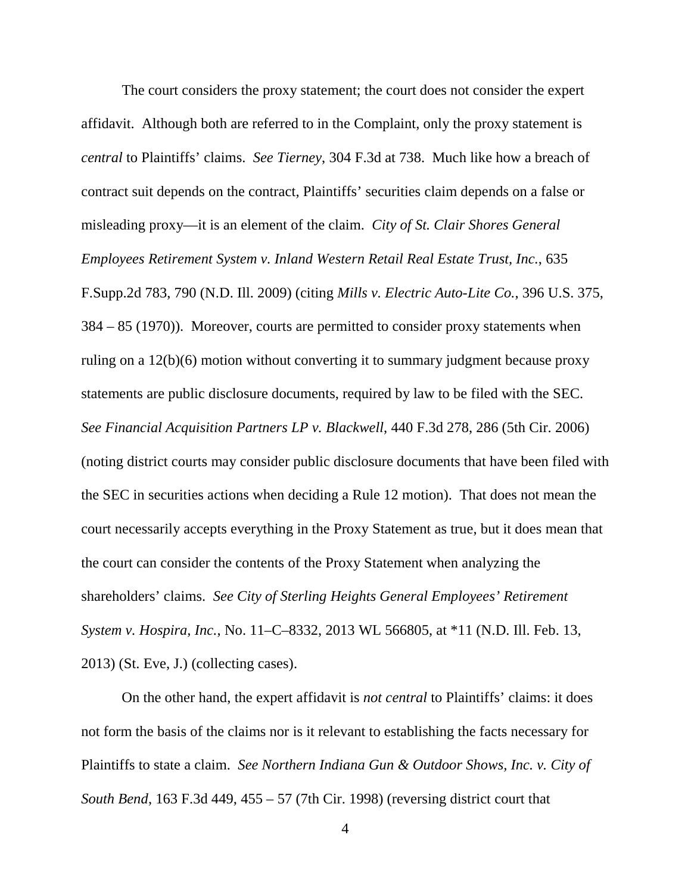The court considers the proxy statement; the court does not consider the expert affidavit. Although both are referred to in the Complaint, only the proxy statement is *central* to Plaintiffs' claims. *See Tierney*, 304 F.3d at 738. Much like how a breach of contract suit depends on the contract, Plaintiffs' securities claim depends on a false or misleading proxy—it is an element of the claim. *City of St. Clair Shores General Employees Retirement System v. Inland Western Retail Real Estate Trust, Inc.*, 635 F.Supp.2d 783, 790 (N.D. Ill. 2009) (citing *Mills v. Electric Auto-Lite Co.*, 396 U.S. 375, 384 – 85 (1970)). Moreover, courts are permitted to consider proxy statements when ruling on a 12(b)(6) motion without converting it to summary judgment because proxy statements are public disclosure documents, required by law to be filed with the SEC. *See Financial Acquisition Partners LP v. Blackwell*, 440 F.3d 278, 286 (5th Cir. 2006) (noting district courts may consider public disclosure documents that have been filed with the SEC in securities actions when deciding a Rule 12 motion). That does not mean the court necessarily accepts everything in the Proxy Statement as true, but it does mean that the court can consider the contents of the Proxy Statement when analyzing the shareholders' claims. *See City of Sterling Heights General Employees' Retirement System v. Hospira, Inc.*, No. 11–C–8332, 2013 WL 566805, at *11 (N.D. Ill. Feb. 13, 2013) (St. Eve, J.) (collecting cases).

On the other hand, the expert affidavit is *not central* to Plaintiffs' claims: it does not form the basis of the claims nor is it relevant to establishing the facts necessary for Plaintiffs to state a claim. *See Northern Indiana Gun & Outdoor Shows, Inc. v. City of South Bend*, 163 F.3d 449, 455 – 57 (7th Cir. 1998) (reversing district court that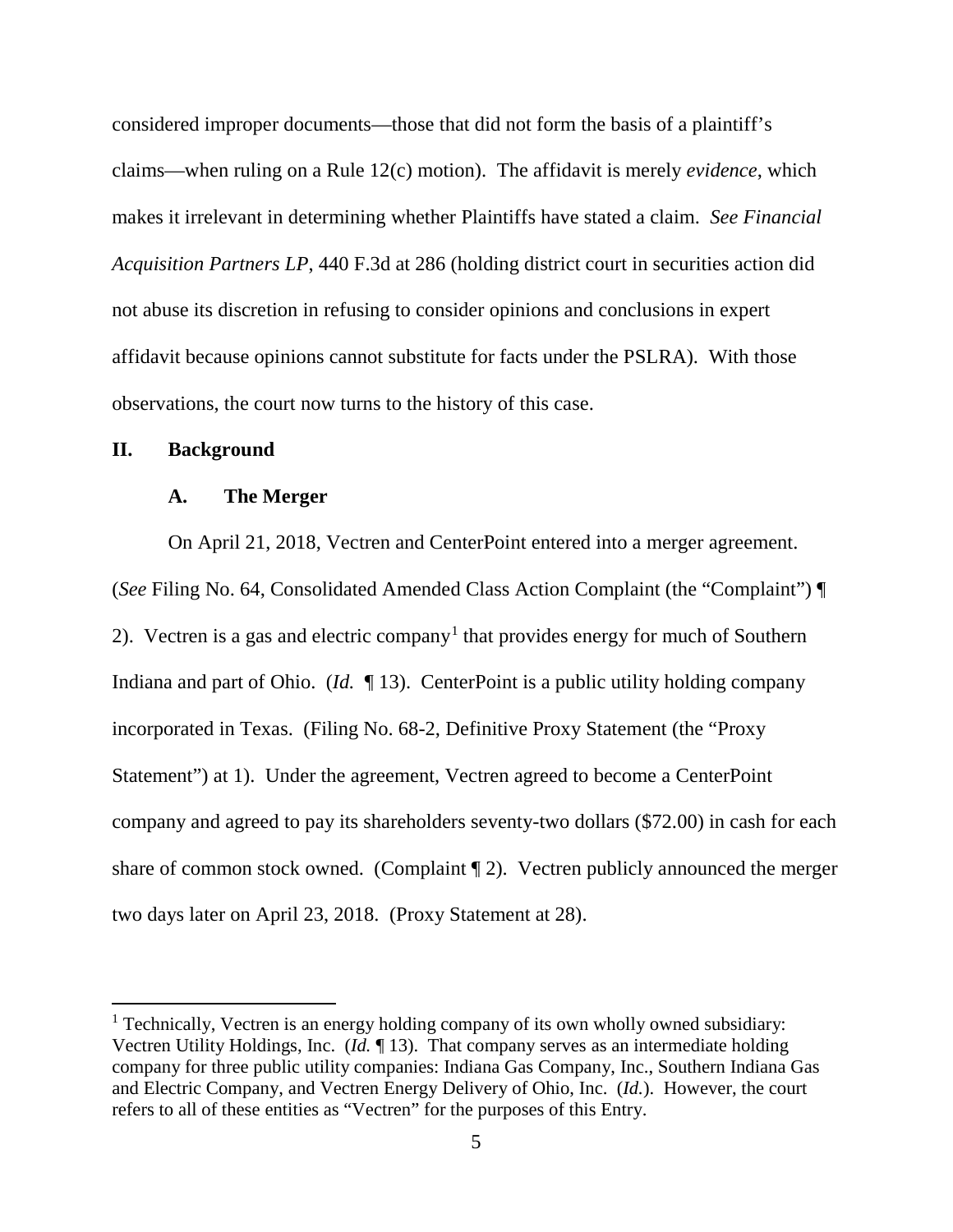considered improper documents—those that did not form the basis of a plaintiff's claims—when ruling on a Rule 12(c) motion). The affidavit is merely *evidence*, which makes it irrelevant in determining whether Plaintiffs have stated a claim. *See Financial Acquisition Partners LP*, 440 F.3d at 286 (holding district court in securities action did not abuse its discretion in refusing to consider opinions and conclusions in expert affidavit because opinions cannot substitute for facts under the PSLRA). With those observations, the court now turns to the history of this case.

## II. Background

### A. The Merger

On April 21, 2018, Vectren and CenterPoint entered into a merger agreement. (*See* Filing No. 64, Consolidated Amended Class Action Complaint (the "Complaint") ¶ 2). Vectren is a gas and electric company[1] that provides energy for much of Southern Indiana and part of Ohio. (*Id.* ¶ 13). CenterPoint is a public utility holding company incorporated in Texas. (Filing No. 68-2, Definitive Proxy Statement (the "Proxy Statement") at 1). Under the agreement, Vectren agreed to become a CenterPoint company and agreed to pay its shareholders seventy-two dollars ($72.00) in cash for each share of common stock owned. (Complaint ¶ 2). Vectren publicly announced the merger two days later on April 23, 2018. (Proxy Statement at 28).

---

[1] Technically, Vectren is an energy holding company of its own wholly owned subsidiary: Vectren Utility Holdings, Inc. (*Id.* ¶ 13). That company serves as an intermediate holding company for three public utility companies: Indiana Gas Company, Inc., Southern Indiana Gas and Electric Company, and Vectren Energy Delivery of Ohio, Inc. (*Id.*). However, the court refers to all of these entities as "Vectren" for the purposes of this Entry.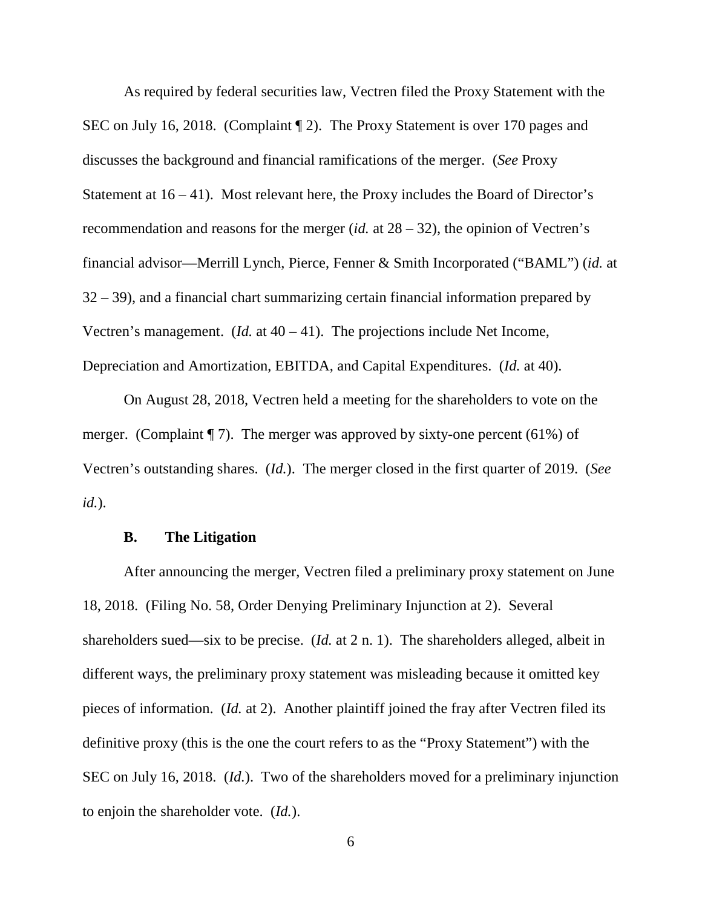As required by federal securities law, Vectren filed the Proxy Statement with the SEC on July 16, 2018. (Complaint ¶ 2). The Proxy Statement is over 170 pages and discusses the background and financial ramifications of the merger. (*See* Proxy Statement at 16 – 41). Most relevant here, the Proxy includes the Board of Director's recommendation and reasons for the merger (*id.* at 28 – 32), the opinion of Vectren's financial advisor—Merrill Lynch, Pierce, Fenner & Smith Incorporated ("BAML") (*id.* at 32 – 39), and a financial chart summarizing certain financial information prepared by Vectren's management. (*Id.* at 40 – 41). The projections include Net Income, Depreciation and Amortization, EBITDA, and Capital Expenditures. (*Id.* at 40).

On August 28, 2018, Vectren held a meeting for the shareholders to vote on the merger. (Complaint ¶ 7). The merger was approved by sixty-one percent (61%) of Vectren's outstanding shares. (*Id.*). The merger closed in the first quarter of 2019. (*See id.*).

### B. The Litigation

After announcing the merger, Vectren filed a preliminary proxy statement on June 18, 2018. (Filing No. 58, Order Denying Preliminary Injunction at 2). Several shareholders sued—six to be precise. (*Id.* at 2 n. 1). The shareholders alleged, albeit in different ways, the preliminary proxy statement was misleading because it omitted key pieces of information. (*Id.* at 2). Another plaintiff joined the fray after Vectren filed its definitive proxy (this is the one the court refers to as the "Proxy Statement") with the SEC on July 16, 2018. (*Id.*). Two of the shareholders moved for a preliminary injunction to enjoin the shareholder vote. (*Id.*).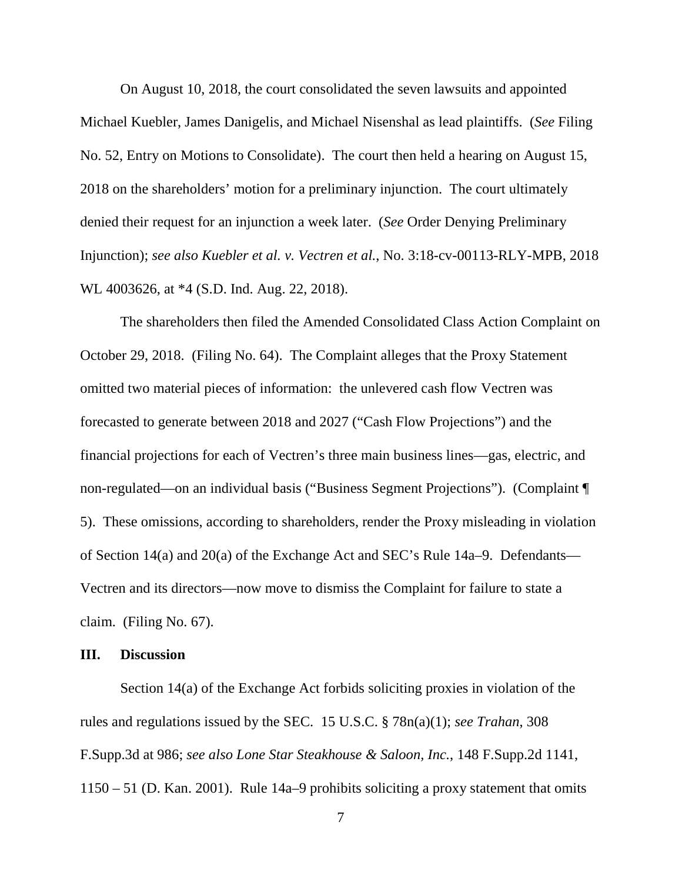On August 10, 2018, the court consolidated the seven lawsuits and appointed Michael Kuebler, James Danigelis, and Michael Nisenshal as lead plaintiffs. (*See* Filing No. 52, Entry on Motions to Consolidate). The court then held a hearing on August 15, 2018 on the shareholders' motion for a preliminary injunction. The court ultimately denied their request for an injunction a week later. (*See* Order Denying Preliminary Injunction); *see also Kuebler et al. v. Vectren et al.*, No. 3:18-cv-00113-RLY-MPB, 2018 WL 4003626, at *4 (S.D. Ind. Aug. 22, 2018).

The shareholders then filed the Amended Consolidated Class Action Complaint on October 29, 2018. (Filing No. 64). The Complaint alleges that the Proxy Statement omitted two material pieces of information: the unlevered cash flow Vectren was forecasted to generate between 2018 and 2027 ("Cash Flow Projections") and the financial projections for each of Vectren's three main business lines—gas, electric, and non-regulated—on an individual basis ("Business Segment Projections"). (Complaint ¶ 5). These omissions, according to shareholders, render the Proxy misleading in violation of Section 14(a) and 20(a) of the Exchange Act and SEC's Rule 14a–9. Defendants—Vectren and its directors—now move to dismiss the Complaint for failure to state a claim. (Filing No. 67).

## III. Discussion

Section 14(a) of the Exchange Act forbids soliciting proxies in violation of the rules and regulations issued by the SEC. 15 U.S.C. § 78n(a)(1); *see Trahan*, 308 F.Supp.3d at 986; *see also Lone Star Steakhouse & Saloon, Inc.*, 148 F.Supp.2d 1141, 1150 – 51 (D. Kan. 2001). Rule 14a–9 prohibits soliciting a proxy statement that omits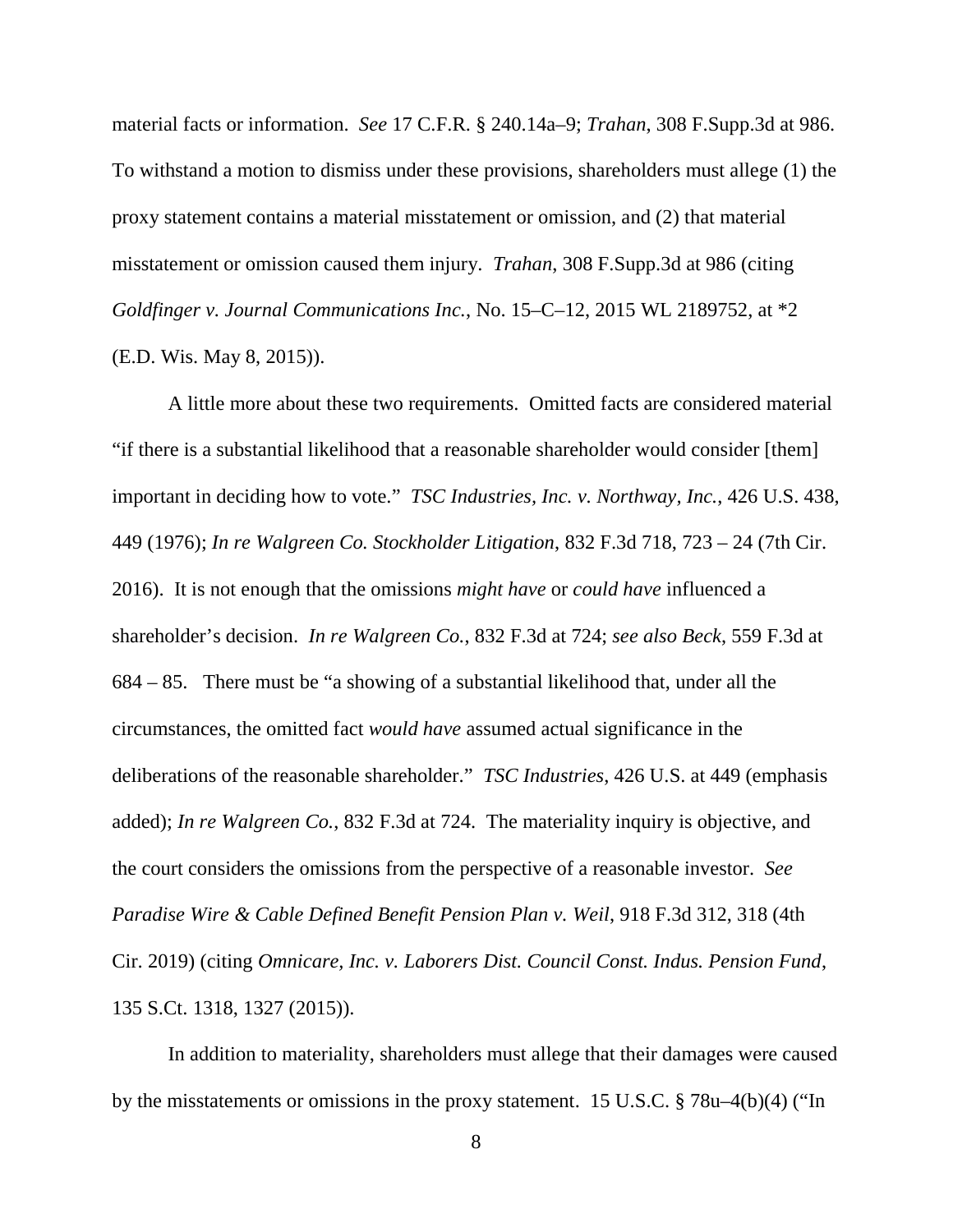material facts or information. *See* 17 C.F.R. § 240.14a–9; *Trahan*, 308 F.Supp.3d at 986. To withstand a motion to dismiss under these provisions, shareholders must allege (1) the proxy statement contains a material misstatement or omission, and (2) that material misstatement or omission caused them injury. *Trahan*, 308 F.Supp.3d at 986 (citing *Goldfinger v. Journal Communications Inc.*, No. 15–C–12, 2015 WL 2189752, at *2 (E.D. Wis. May 8, 2015)).

A little more about these two requirements. Omitted facts are considered material "if there is a substantial likelihood that a reasonable shareholder would consider [them] important in deciding how to vote." *TSC Industries, Inc. v. Northway, Inc.*, 426 U.S. 438, 449 (1976); *In re Walgreen Co. Stockholder Litigation*, 832 F.3d 718, 723 – 24 (7th Cir. 2016). It is not enough that the omissions *might have* or *could have* influenced a shareholder's decision. *In re Walgreen Co.*, 832 F.3d at 724; *see also Beck*, 559 F.3d at 684 – 85. There must be "a showing of a substantial likelihood that, under all the circumstances, the omitted fact *would have* assumed actual significance in the deliberations of the reasonable shareholder." *TSC Industries*, 426 U.S. at 449 (emphasis added); *In re Walgreen Co.*, 832 F.3d at 724. The materiality inquiry is objective, and the court considers the omissions from the perspective of a reasonable investor. *See Paradise Wire & Cable Defined Benefit Pension Plan v. Weil*, 918 F.3d 312, 318 (4th Cir. 2019) (citing *Omnicare, Inc. v. Laborers Dist. Council Const. Indus. Pension Fund*, 135 S.Ct. 1318, 1327 (2015)).

In addition to materiality, shareholders must allege that their damages were caused by the misstatements or omissions in the proxy statement. 15 U.S.C. § 78u–4(b)(4) ("In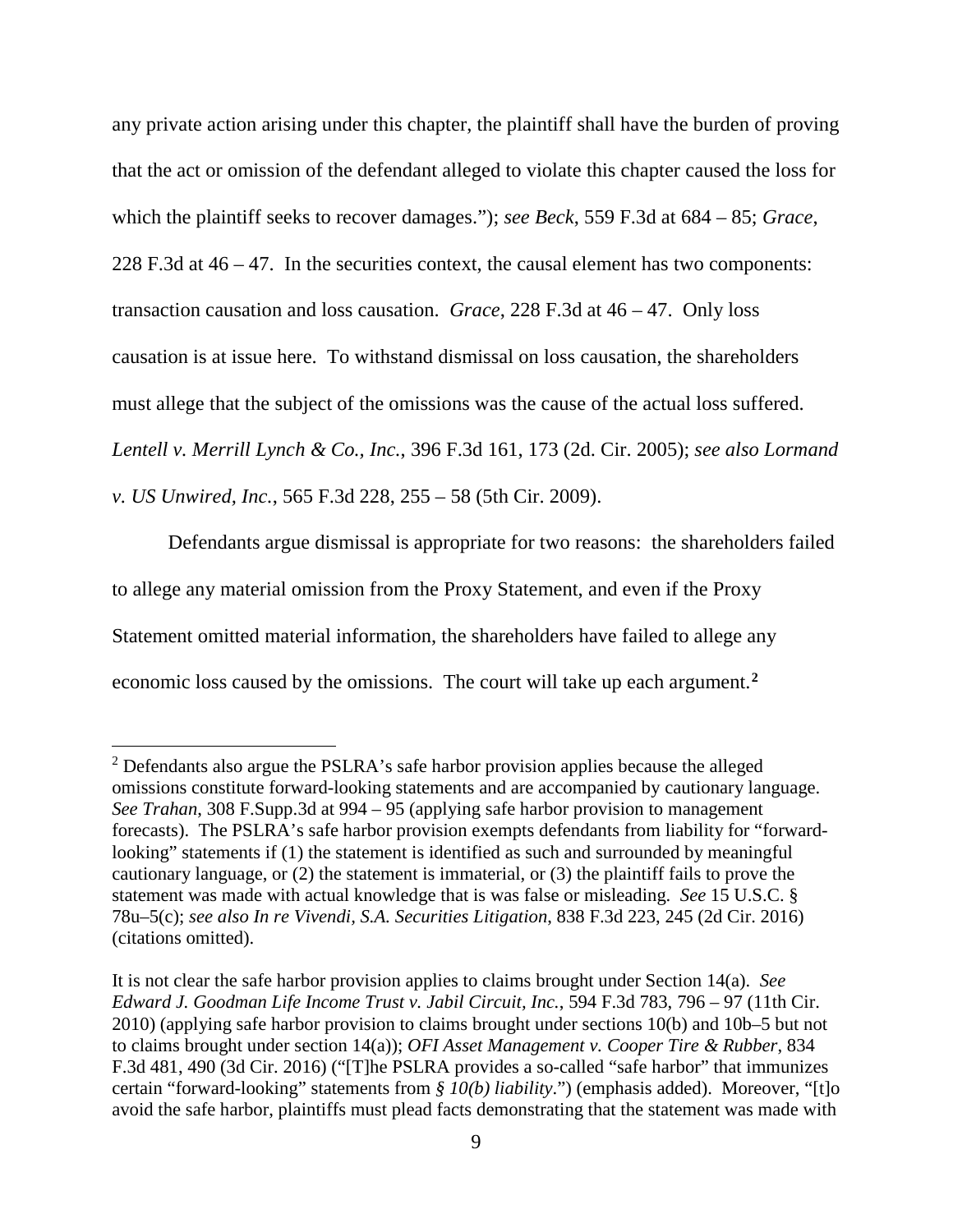any private action arising under this chapter, the plaintiff shall have the burden of proving that the act or omission of the defendant alleged to violate this chapter caused the loss for which the plaintiff seeks to recover damages."); *see Beck*, 559 F.3d at 684 – 85; *Grace*, 228 F.3d at 46 – 47. In the securities context, the causal element has two components: transaction causation and loss causation. *Grace*, 228 F.3d at 46 – 47. Only loss causation is at issue here. To withstand dismissal on loss causation, the shareholders must allege that the subject of the omissions was the cause of the actual loss suffered. *Lentell v. Merrill Lynch & Co., Inc.*, 396 F.3d 161, 173 (2d. Cir. 2005); *see also Lormand v. US Unwired, Inc.*, 565 F.3d 228, 255 – 58 (5th Cir. 2009).

Defendants argue dismissal is appropriate for two reasons: the shareholders failed to allege any material omission from the Proxy Statement, and even if the Proxy Statement omitted material information, the shareholders have failed to allege any economic loss caused by the omissions. The court will take up each argument.[2]

[2] Defendants also argue the PSLRA's safe harbor provision applies because the alleged omissions constitute forward-looking statements and are accompanied by cautionary language. *See Trahan*, 308 F.Supp.3d at 994 – 95 (applying safe harbor provision to management forecasts). The PSLRA's safe harbor provision exempts defendants from liability for "forward-looking" statements if (1) the statement is identified as such and surrounded by meaningful cautionary language, or (2) the statement is immaterial, or (3) the plaintiff fails to prove the statement was made with actual knowledge that is was false or misleading. *See* 15 U.S.C. § 78u–5(c); *see also In re Vivendi, S.A. Securities Litigation*, 838 F.3d 223, 245 (2d Cir. 2016) (citations omitted).

It is not clear the safe harbor provision applies to claims brought under Section 14(a). *See Edward J. Goodman Life Income Trust v. Jabil Circuit, Inc.*, 594 F.3d 783, 796 – 97 (11th Cir. 2010) (applying safe harbor provision to claims brought under sections 10(b) and 10b–5 but not to claims brought under section 14(a)); *OFI Asset Management v. Cooper Tire & Rubber*, 834 F.3d 481, 490 (3d Cir. 2016) ("[T]he PSLRA provides a so-called "safe harbor" that immunizes certain "forward-looking" statements from *§ 10(b) liability*.") (emphasis added). Moreover, "[t]o avoid the safe harbor, plaintiffs must plead facts demonstrating that the statement was made with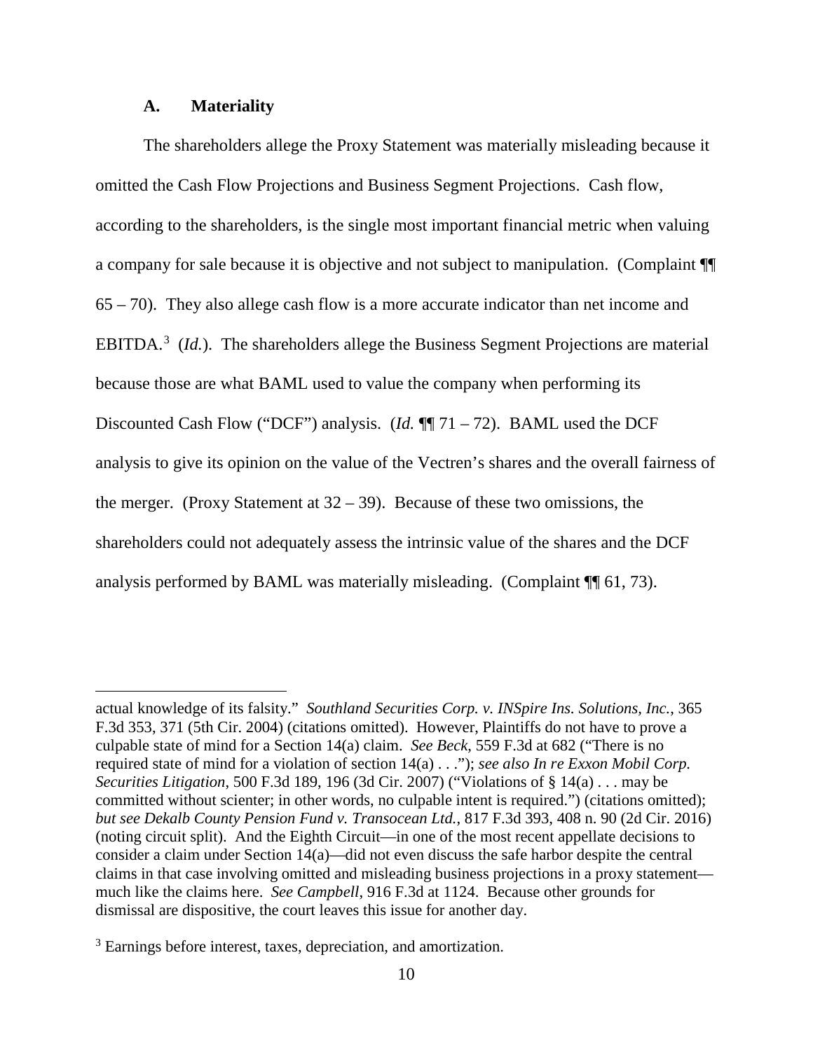### A. Materiality

The shareholders allege the Proxy Statement was materially misleading because it omitted the Cash Flow Projections and Business Segment Projections. Cash flow, according to the shareholders, is the single most important financial metric when valuing a company for sale because it is objective and not subject to manipulation. (Complaint ¶¶ 65 – 70). They also allege cash flow is a more accurate indicator than net income and EBITDA.[3] (*Id.*). The shareholders allege the Business Segment Projections are material because those are what BAML used to value the company when performing its Discounted Cash Flow ("DCF") analysis. (*Id.* ¶¶ 71 – 72). BAML used the DCF analysis to give its opinion on the value of the Vectren's shares and the overall fairness of the merger. (Proxy Statement at 32 – 39). Because of these two omissions, the shareholders could not adequately assess the intrinsic value of the shares and the DCF analysis performed by BAML was materially misleading. (Complaint ¶¶ 61, 73).

---

actual knowledge of its falsity." *Southland Securities Corp. v. INSpire Ins. Solutions, Inc.*, 365 F.3d 353, 371 (5th Cir. 2004) (citations omitted). However, Plaintiffs do not have to prove a culpable state of mind for a Section 14(a) claim. *See Beck*, 559 F.3d at 682 ("There is no required state of mind for a violation of section 14(a) . . ."); *see also In re Exxon Mobil Corp. Securities Litigation*, 500 F.3d 189, 196 (3d Cir. 2007) ("Violations of § 14(a) . . . may be committed without scienter; in other words, no culpable intent is required.") (citations omitted); *but see Dekalb County Pension Fund v. Transocean Ltd.*, 817 F.3d 393, 408 n. 90 (2d Cir. 2016) (noting circuit split). And the Eighth Circuit—in one of the most recent appellate decisions to consider a claim under Section 14(a)—did not even discuss the safe harbor despite the central claims in that case involving omitted and misleading business projections in a proxy statement—much like the claims here. *See Campbell*, 916 F.3d at 1124. Because other grounds for dismissal are dispositive, the court leaves this issue for another day.

[3] Earnings before interest, taxes, depreciation, and amortization.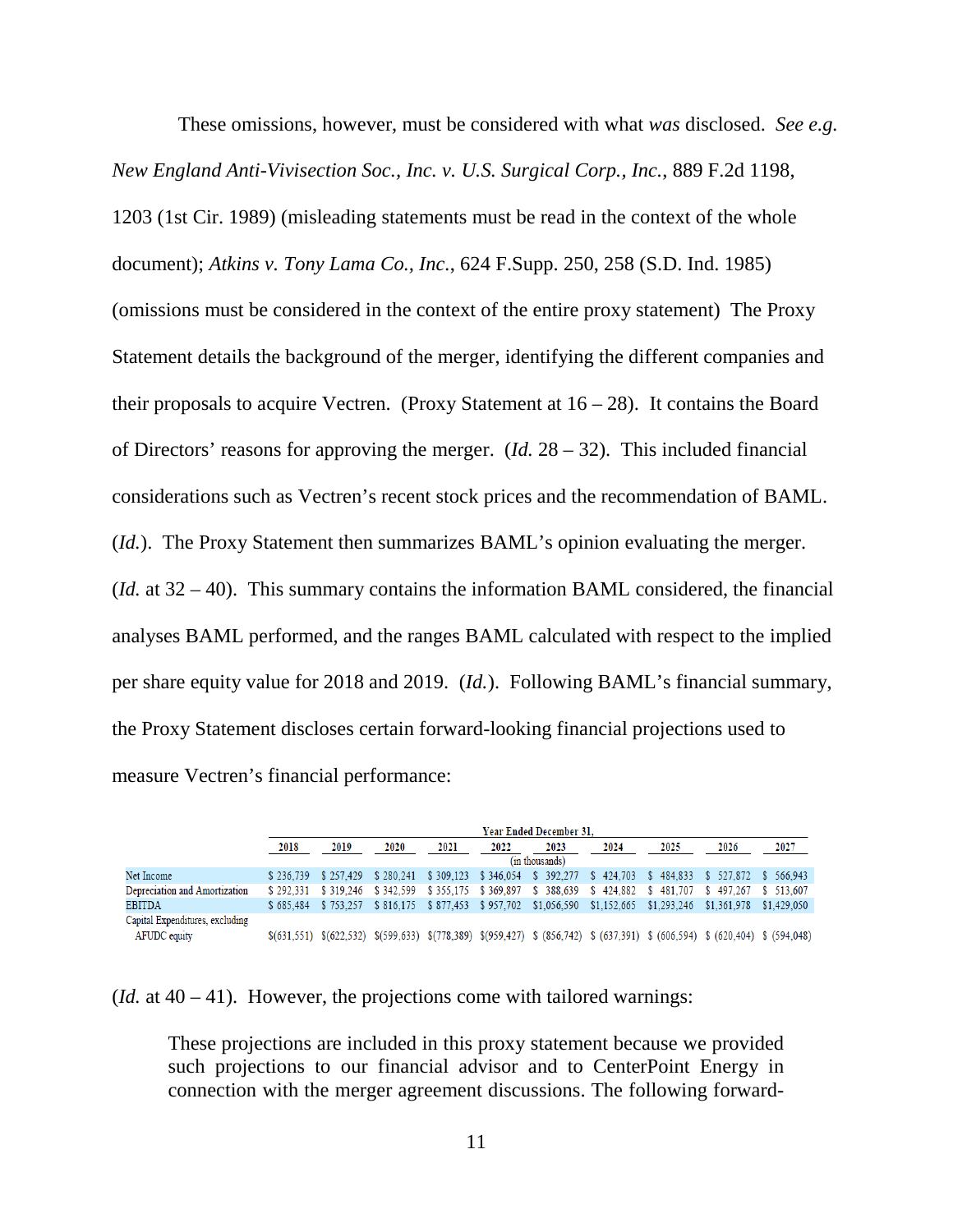These omissions, however, must be considered with what *was* disclosed. *See e.g. New England Anti-Vivisection Soc., Inc. v. U.S. Surgical Corp., Inc.*, 889 F.2d 1198, 1203 (1st Cir. 1989) (misleading statements must be read in the context of the whole document); *Atkins v. Tony Lama Co., Inc.*, 624 F.Supp. 250, 258 (S.D. Ind. 1985) (omissions must be considered in the context of the entire proxy statement) The Proxy Statement details the background of the merger, identifying the different companies and their proposals to acquire Vectren. (Proxy Statement at 16 – 28). It contains the Board of Directors' reasons for approving the merger. (*Id.* 28 – 32). This included financial considerations such as Vectren's recent stock prices and the recommendation of BAML. (*Id.*). The Proxy Statement then summarizes BAML's opinion evaluating the merger. (*Id.* at 32 – 40). This summary contains the information BAML considered, the financial analyses BAML performed, and the ranges BAML calculated with respect to the implied per share equity value for 2018 and 2019. (*Id.*). Following BAML's financial summary, the Proxy Statement discloses certain forward-looking financial projections used to measure Vectren's financial performance:

| | Year Ended December 31, | | | | | | | | | |
|---|---|---|---|---|---|---|---|---|---|---|
| | 2018 | 2019 | 2020 | 2021 | 2022 | 2023 | 2024 | 2025 | 2026 | 2027 |
| | (in thousands) | | | | | | | | | |
| Net Income | $ 236,739 | $ 257,429 | $ 280,241 | $ 309,123 | $ 346,054 | $ 392,277 | $ 424,703 | $ 484,833 | $ 527,872 | $ 566,943 |
| Depreciation and Amortization | $ 292,331 | $ 319,246 | $ 342,599 | $ 355,175 | $ 369,897 | $ 388,639 | $ 424,882 | $ 481,707 | $ 497,267 | $ 513,607 |
| EBITDA | $ 685,484 | $ 753,257 | $ 816,175 | $ 877,453 | $ 957,702 | $1,056,590 | $1,152,665 | $1,293,246 | $1,361,978 | $1,429,050 |
| Capital Expenditures, excluding AFUDC equity | $(631,551) | $(622,532) | $(599,633) | $(778,389) | $(959,427) | $ (856,742) | $ (637,391) | $ (606,594) | $ (620,404) | $ (594,048) |

(*Id.* at 40 – 41). However, the projections come with tailored warnings:

> These projections are included in this proxy statement because we provided such projections to our financial advisor and to CenterPoint Energy in connection with the merger agreement discussions. The following forward-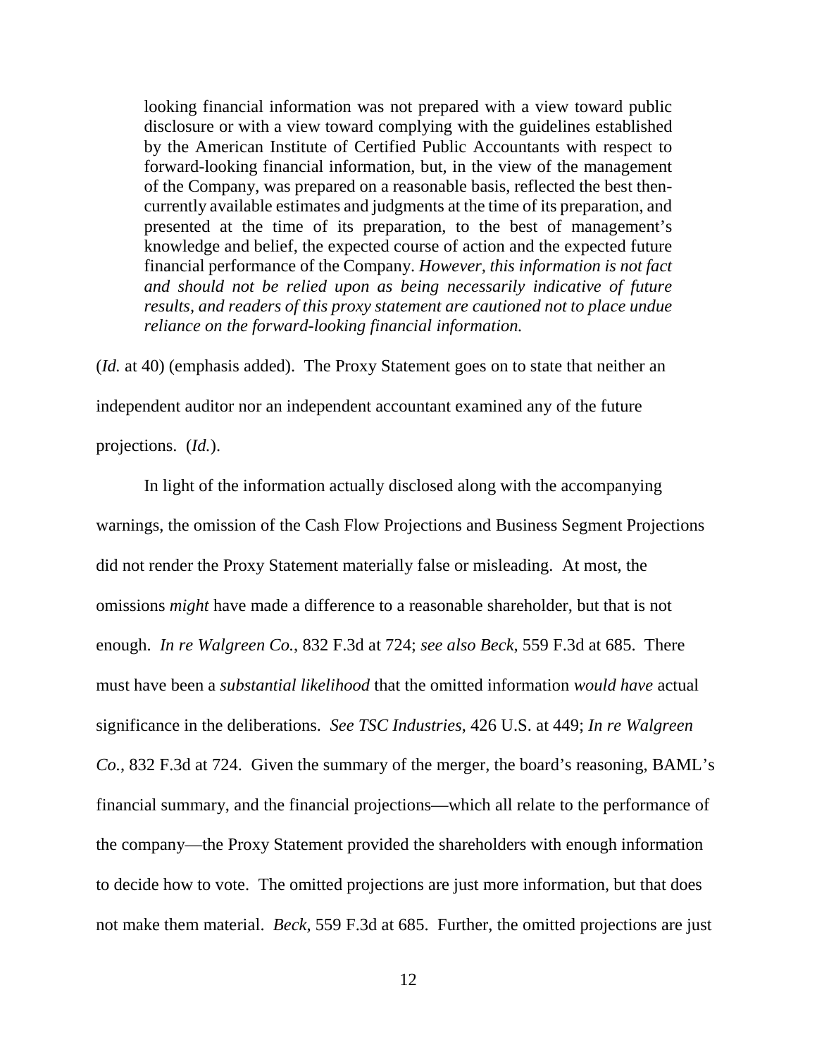> looking financial information was not prepared with a view toward public disclosure or with a view toward complying with the guidelines established by the American Institute of Certified Public Accountants with respect to forward-looking financial information, but, in the view of the management of the Company, was prepared on a reasonable basis, reflected the best then-currently available estimates and judgments at the time of its preparation, and presented at the time of its preparation, to the best of management's knowledge and belief, the expected course of action and the expected future financial performance of the Company. *However, this information is not fact and should not be relied upon as being necessarily indicative of future results, and readers of this proxy statement are cautioned not to place undue reliance on the forward-looking financial information.*

(*Id.* at 40) (emphasis added). The Proxy Statement goes on to state that neither an independent auditor nor an independent accountant examined any of the future projections. (*Id.*).

In light of the information actually disclosed along with the accompanying warnings, the omission of the Cash Flow Projections and Business Segment Projections did not render the Proxy Statement materially false or misleading. At most, the omissions *might* have made a difference to a reasonable shareholder, but that is not enough. *In re Walgreen Co.*, 832 F.3d at 724; *see also Beck*, 559 F.3d at 685. There must have been a *substantial likelihood* that the omitted information *would have* actual significance in the deliberations. *See TSC Industries*, 426 U.S. at 449; *In re Walgreen Co.*, 832 F.3d at 724. Given the summary of the merger, the board's reasoning, BAML's financial summary, and the financial projections—which all relate to the performance of the company—the Proxy Statement provided the shareholders with enough information to decide how to vote. The omitted projections are just more information, but that does not make them material. *Beck*, 559 F.3d at 685. Further, the omitted projections are just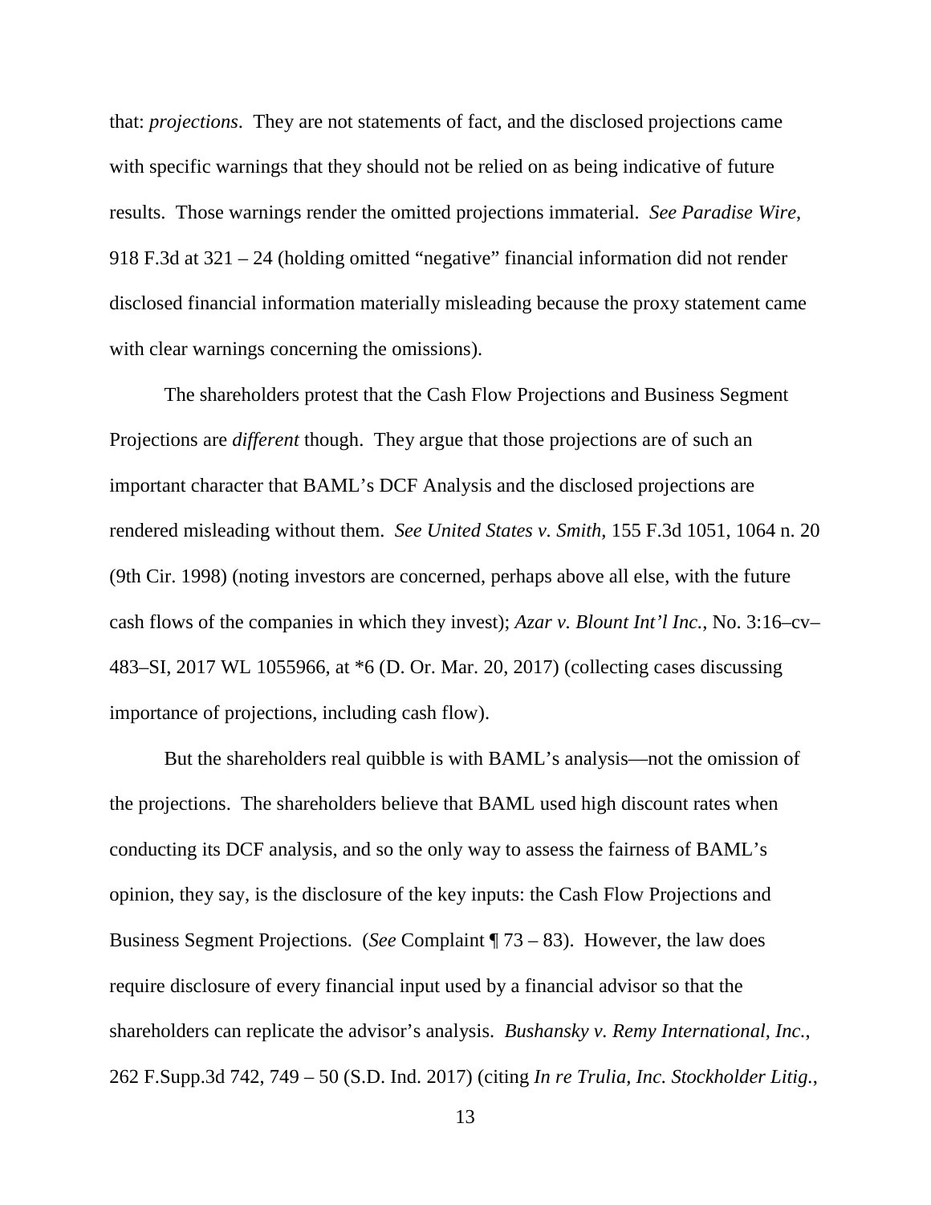that: *projections*. They are not statements of fact, and the disclosed projections came with specific warnings that they should not be relied on as being indicative of future results. Those warnings render the omitted projections immaterial. *See Paradise Wire*, 918 F.3d at 321 – 24 (holding omitted "negative" financial information did not render disclosed financial information materially misleading because the proxy statement came with clear warnings concerning the omissions).

The shareholders protest that the Cash Flow Projections and Business Segment Projections are *different* though. They argue that those projections are of such an important character that BAML's DCF Analysis and the disclosed projections are rendered misleading without them. *See United States v. Smith*, 155 F.3d 1051, 1064 n. 20 (9th Cir. 1998) (noting investors are concerned, perhaps above all else, with the future cash flows of the companies in which they invest); *Azar v. Blount Int'l Inc.*, No. 3:16–cv–483–SI, 2017 WL 1055966, at *6 (D. Or. Mar. 20, 2017) (collecting cases discussing importance of projections, including cash flow).

But the shareholders real quibble is with BAML's analysis—not the omission of the projections. The shareholders believe that BAML used high discount rates when conducting its DCF analysis, and so the only way to assess the fairness of BAML's opinion, they say, is the disclosure of the key inputs: the Cash Flow Projections and Business Segment Projections. (*See* Complaint ¶ 73 – 83). However, the law does require disclosure of every financial input used by a financial advisor so that the shareholders can replicate the advisor's analysis. *Bushansky v. Remy International, Inc.*, 262 F.Supp.3d 742, 749 – 50 (S.D. Ind. 2017) (citing *In re Trulia, Inc. Stockholder Litig.*,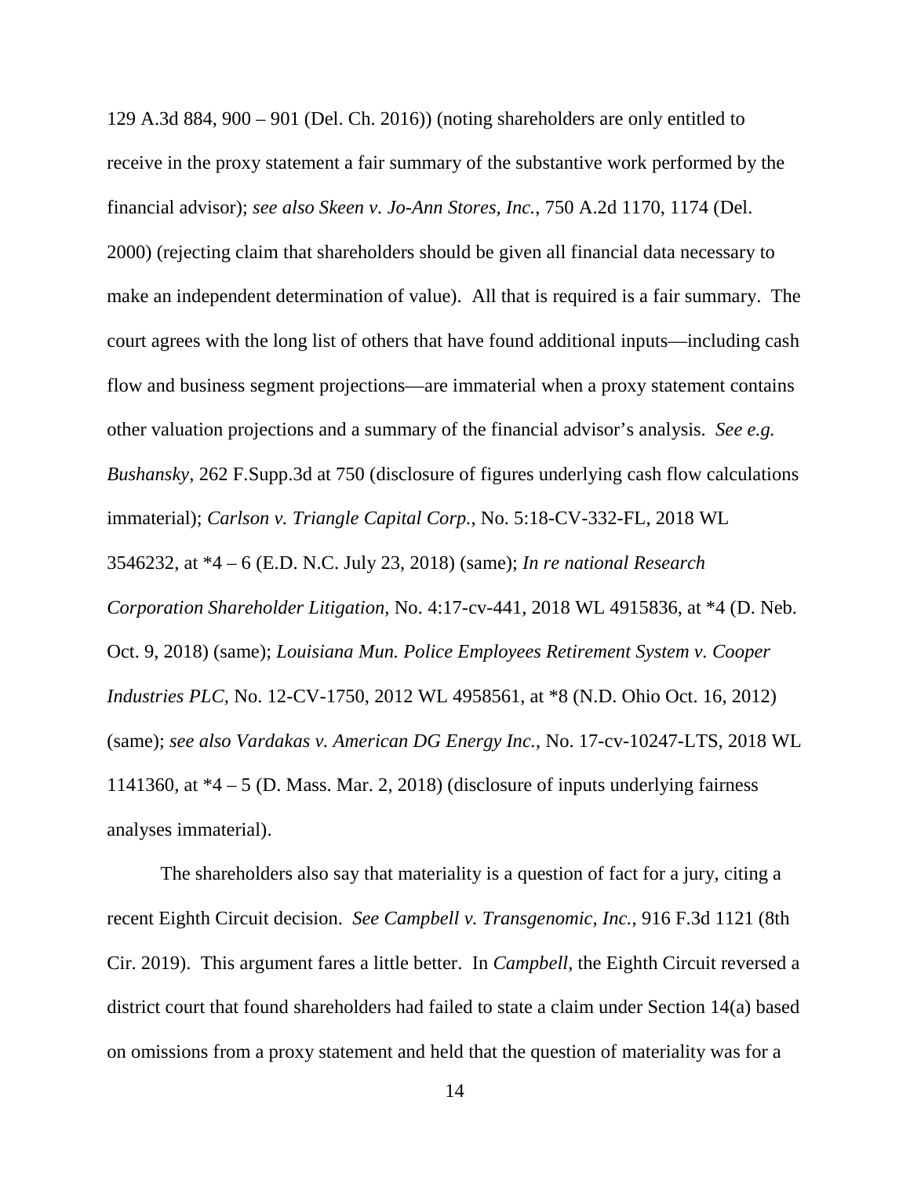129 A.3d 884, 900 – 901 (Del. Ch. 2016)) (noting shareholders are only entitled to receive in the proxy statement a fair summary of the substantive work performed by the financial advisor); *see also Skeen v. Jo-Ann Stores, Inc.*, 750 A.2d 1170, 1174 (Del. 2000) (rejecting claim that shareholders should be given all financial data necessary to make an independent determination of value). All that is required is a fair summary. The court agrees with the long list of others that have found additional inputs—including cash flow and business segment projections—are immaterial when a proxy statement contains other valuation projections and a summary of the financial advisor's analysis. *See e.g. Bushansky*, 262 F.Supp.3d at 750 (disclosure of figures underlying cash flow calculations immaterial); *Carlson v. Triangle Capital Corp.*, No. 5:18-CV-332-FL, 2018 WL 3546232, at *4 – 6 (E.D. N.C. July 23, 2018) (same); *In re national Research Corporation Shareholder Litigation*, No. 4:17-cv-441, 2018 WL 4915836, at *4 (D. Neb. Oct. 9, 2018) (same); *Louisiana Mun. Police Employees Retirement System v. Cooper Industries PLC*, No. 12-CV-1750, 2012 WL 4958561, at *8 (N.D. Ohio Oct. 16, 2012) (same); *see also Vardakas v. American DG Energy Inc.*, No. 17-cv-10247-LTS, 2018 WL 1141360, at *4 – 5 (D. Mass. Mar. 2, 2018) (disclosure of inputs underlying fairness analyses immaterial).

The shareholders also say that materiality is a question of fact for a jury, citing a recent Eighth Circuit decision. *See Campbell v. Transgenomic, Inc.*, 916 F.3d 1121 (8th Cir. 2019). This argument fares a little better. In *Campbell*, the Eighth Circuit reversed a district court that found shareholders had failed to state a claim under Section 14(a) based on omissions from a proxy statement and held that the question of materiality was for a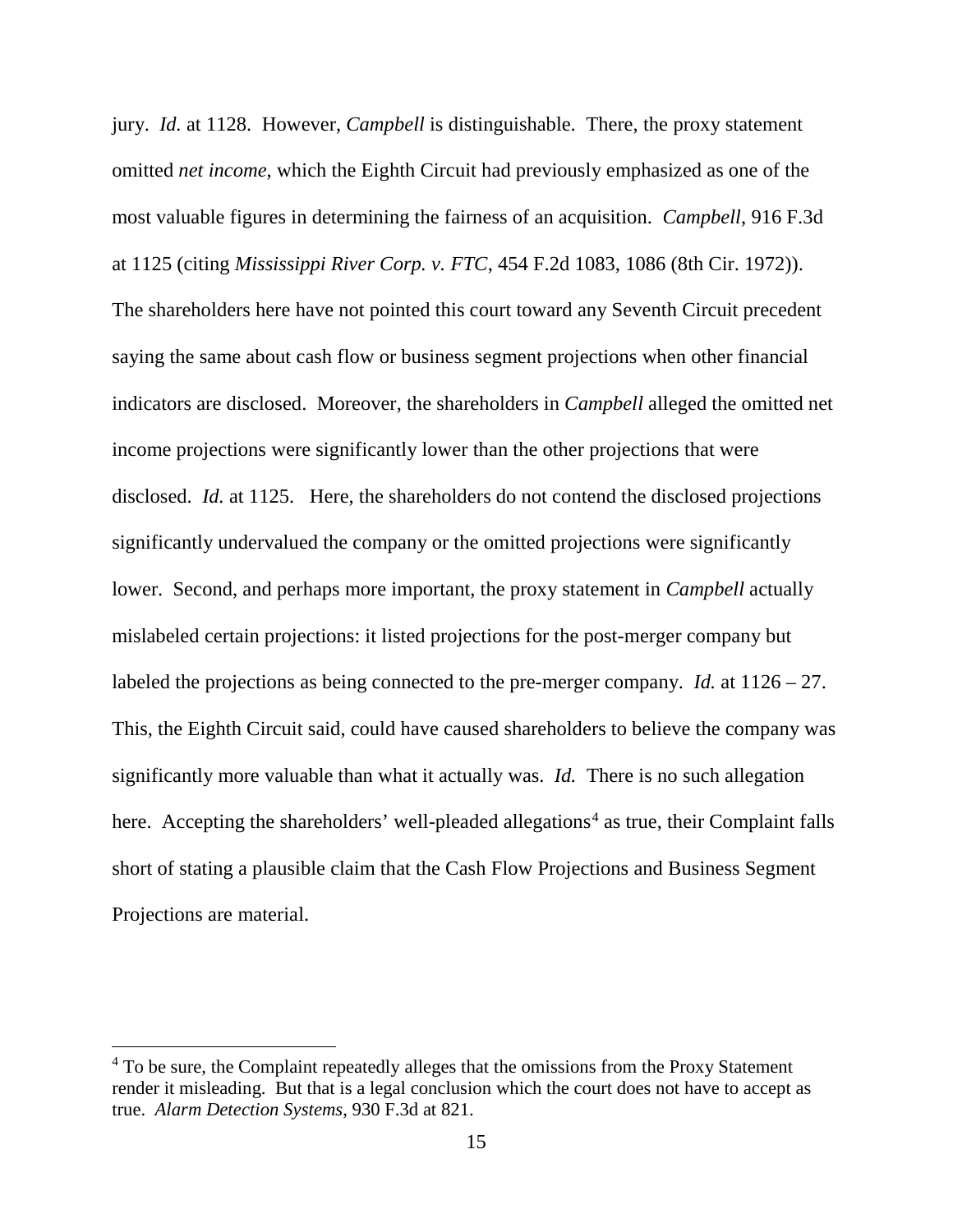jury. *Id.* at 1128. However, *Campbell* is distinguishable. There, the proxy statement omitted *net income*, which the Eighth Circuit had previously emphasized as one of the most valuable figures in determining the fairness of an acquisition. *Campbell*, 916 F.3d at 1125 (citing *Mississippi River Corp. v. FTC*, 454 F.2d 1083, 1086 (8th Cir. 1972)). The shareholders here have not pointed this court toward any Seventh Circuit precedent saying the same about cash flow or business segment projections when other financial indicators are disclosed. Moreover, the shareholders in *Campbell* alleged the omitted net income projections were significantly lower than the other projections that were disclosed. *Id.* at 1125. Here, the shareholders do not contend the disclosed projections significantly undervalued the company or the omitted projections were significantly lower. Second, and perhaps more important, the proxy statement in *Campbell* actually mislabeled certain projections: it listed projections for the post-merger company but labeled the projections as being connected to the pre-merger company. *Id.* at 1126 – 27. This, the Eighth Circuit said, could have caused shareholders to believe the company was significantly more valuable than what it actually was. *Id.* There is no such allegation here. Accepting the shareholders' well-pleaded allegations[4] as true, their Complaint falls short of stating a plausible claim that the Cash Flow Projections and Business Segment Projections are material.

---

[4] To be sure, the Complaint repeatedly alleges that the omissions from the Proxy Statement render it misleading. But that is a legal conclusion which the court does not have to accept as true. *Alarm Detection Systems*, 930 F.3d at 821.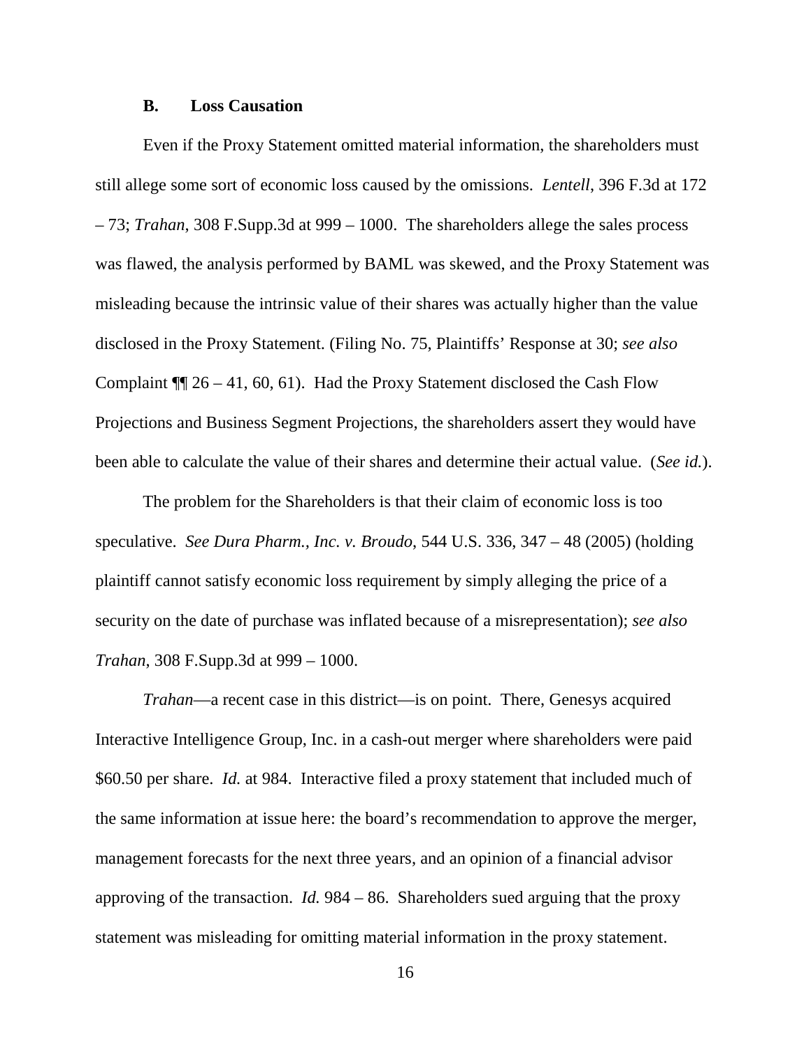### B. Loss Causation

Even if the Proxy Statement omitted material information, the shareholders must still allege some sort of economic loss caused by the omissions. *Lentell*, 396 F.3d at 172 – 73; *Trahan*, 308 F.Supp.3d at 999 – 1000. The shareholders allege the sales process was flawed, the analysis performed by BAML was skewed, and the Proxy Statement was misleading because the intrinsic value of their shares was actually higher than the value disclosed in the Proxy Statement. (Filing No. 75, Plaintiffs' Response at 30; *see also* Complaint ¶¶ 26 – 41, 60, 61). Had the Proxy Statement disclosed the Cash Flow Projections and Business Segment Projections, the shareholders assert they would have been able to calculate the value of their shares and determine their actual value. (*See id.*).

The problem for the Shareholders is that their claim of economic loss is too speculative. *See Dura Pharm., Inc. v. Broudo*, 544 U.S. 336, 347 – 48 (2005) (holding plaintiff cannot satisfy economic loss requirement by simply alleging the price of a security on the date of purchase was inflated because of a misrepresentation); *see also Trahan*, 308 F.Supp.3d at 999 – 1000.

*Trahan*—a recent case in this district—is on point. There, Genesys acquired Interactive Intelligence Group, Inc. in a cash-out merger where shareholders were paid \$60.50 per share. *Id.* at 984. Interactive filed a proxy statement that included much of the same information at issue here: the board's recommendation to approve the merger, management forecasts for the next three years, and an opinion of a financial advisor approving of the transaction. *Id.* 984 – 86. Shareholders sued arguing that the proxy statement was misleading for omitting material information in the proxy statement.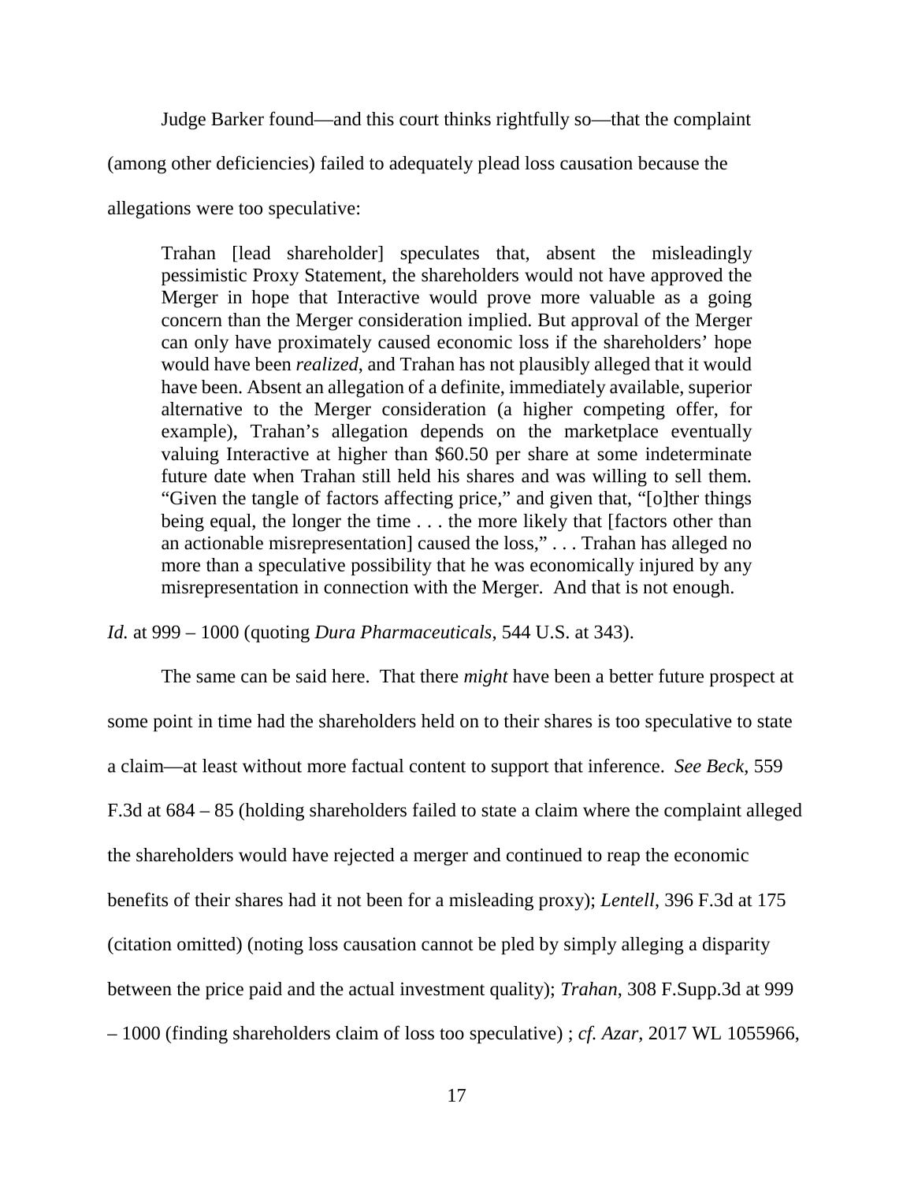Judge Barker found—and this court thinks rightfully so—that the complaint (among other deficiencies) failed to adequately plead loss causation because the allegations were too speculative:

> Trahan [lead shareholder] speculates that, absent the misleadingly pessimistic Proxy Statement, the shareholders would not have approved the Merger in hope that Interactive would prove more valuable as a going concern than the Merger consideration implied. But approval of the Merger can only have proximately caused economic loss if the shareholders' hope would have been *realized*, and Trahan has not plausibly alleged that it would have been. Absent an allegation of a definite, immediately available, superior alternative to the Merger consideration (a higher competing offer, for example), Trahan's allegation depends on the marketplace eventually valuing Interactive at higher than $60.50 per share at some indeterminate future date when Trahan still held his shares and was willing to sell them. "Given the tangle of factors affecting price," and given that, "[o]ther things being equal, the longer the time . . . the more likely that [factors other than an actionable misrepresentation] caused the loss," . . . Trahan has alleged no more than a speculative possibility that he was economically injured by any misrepresentation in connection with the Merger. And that is not enough.

*Id.* at 999 – 1000 (quoting *Dura Pharmaceuticals*, 544 U.S. at 343).

The same can be said here. That there *might* have been a better future prospect at some point in time had the shareholders held on to their shares is too speculative to state a claim—at least without more factual content to support that inference. *See Beck*, 559 F.3d at 684 – 85 (holding shareholders failed to state a claim where the complaint alleged the shareholders would have rejected a merger and continued to reap the economic benefits of their shares had it not been for a misleading proxy); *Lentell*, 396 F.3d at 175 (citation omitted) (noting loss causation cannot be pled by simply alleging a disparity between the price paid and the actual investment quality); *Trahan*, 308 F.Supp.3d at 999 – 1000 (finding shareholders claim of loss too speculative) ; *cf. Azar*, 2017 WL 1055966,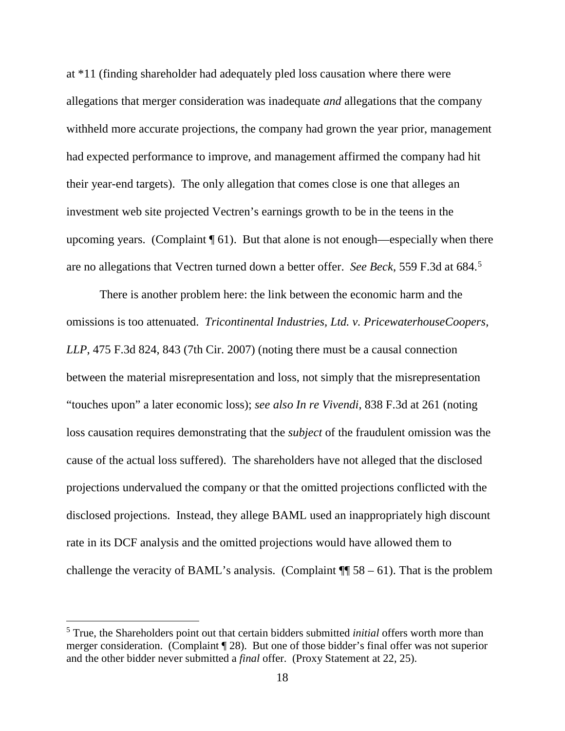at *11 (finding shareholder had adequately pled loss causation where there were allegations that merger consideration was inadequate *and* allegations that the company withheld more accurate projections, the company had grown the year prior, management had expected performance to improve, and management affirmed the company had hit their year-end targets). The only allegation that comes close is one that alleges an investment web site projected Vectren's earnings growth to be in the teens in the upcoming years. (Complaint ¶ 61). But that alone is not enough—especially when there are no allegations that Vectren turned down a better offer. *See Beck*, 559 F.3d at 684.[5]

There is another problem here: the link between the economic harm and the omissions is too attenuated. *Tricontinental Industries, Ltd. v. PricewaterhouseCoopers, LLP*, 475 F.3d 824, 843 (7th Cir. 2007) (noting there must be a causal connection between the material misrepresentation and loss, not simply that the misrepresentation "touches upon" a later economic loss); *see also In re Vivendi*, 838 F.3d at 261 (noting loss causation requires demonstrating that the *subject* of the fraudulent omission was the cause of the actual loss suffered). The shareholders have not alleged that the disclosed projections undervalued the company or that the omitted projections conflicted with the disclosed projections. Instead, they allege BAML used an inappropriately high discount rate in its DCF analysis and the omitted projections would have allowed them to challenge the veracity of BAML's analysis. (Complaint ¶¶ 58 – 61). That is the problem

---

[5] True, the Shareholders point out that certain bidders submitted *initial* offers worth more than merger consideration. (Complaint ¶ 28). But one of those bidder's final offer was not superior and the other bidder never submitted a *final* offer. (Proxy Statement at 22, 25).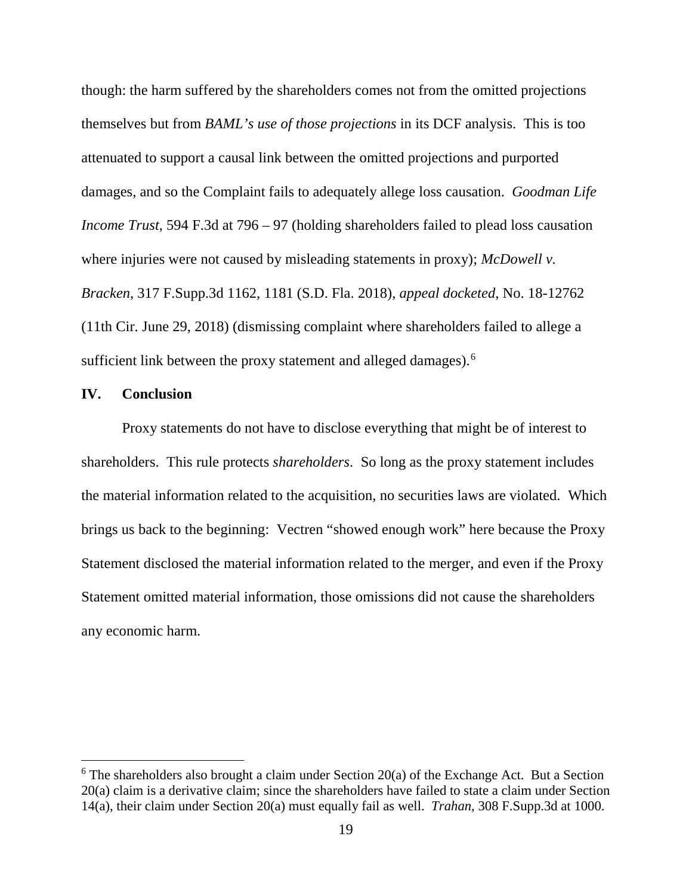though: the harm suffered by the shareholders comes not from the omitted projections themselves but from *BAML's use of those projections* in its DCF analysis. This is too attenuated to support a causal link between the omitted projections and purported damages, and so the Complaint fails to adequately allege loss causation. *Goodman Life Income Trust*, 594 F.3d at 796 – 97 (holding shareholders failed to plead loss causation where injuries were not caused by misleading statements in proxy); *McDowell v. Bracken*, 317 F.Supp.3d 1162, 1181 (S.D. Fla. 2018), *appeal docketed*, No. 18-12762 (11th Cir. June 29, 2018) (dismissing complaint where shareholders failed to allege a sufficient link between the proxy statement and alleged damages).[6]

## IV. Conclusion

Proxy statements do not have to disclose everything that might be of interest to shareholders. This rule protects *shareholders*. So long as the proxy statement includes the material information related to the acquisition, no securities laws are violated. Which brings us back to the beginning: Vectren "showed enough work" here because the Proxy Statement disclosed the material information related to the merger, and even if the Proxy Statement omitted material information, those omissions did not cause the shareholders any economic harm.

---

[6] The shareholders also brought a claim under Section 20(a) of the Exchange Act. But a Section 20(a) claim is a derivative claim; since the shareholders have failed to state a claim under Section 14(a), their claim under Section 20(a) must equally fail as well. *Trahan*, 308 F.Supp.3d at 1000.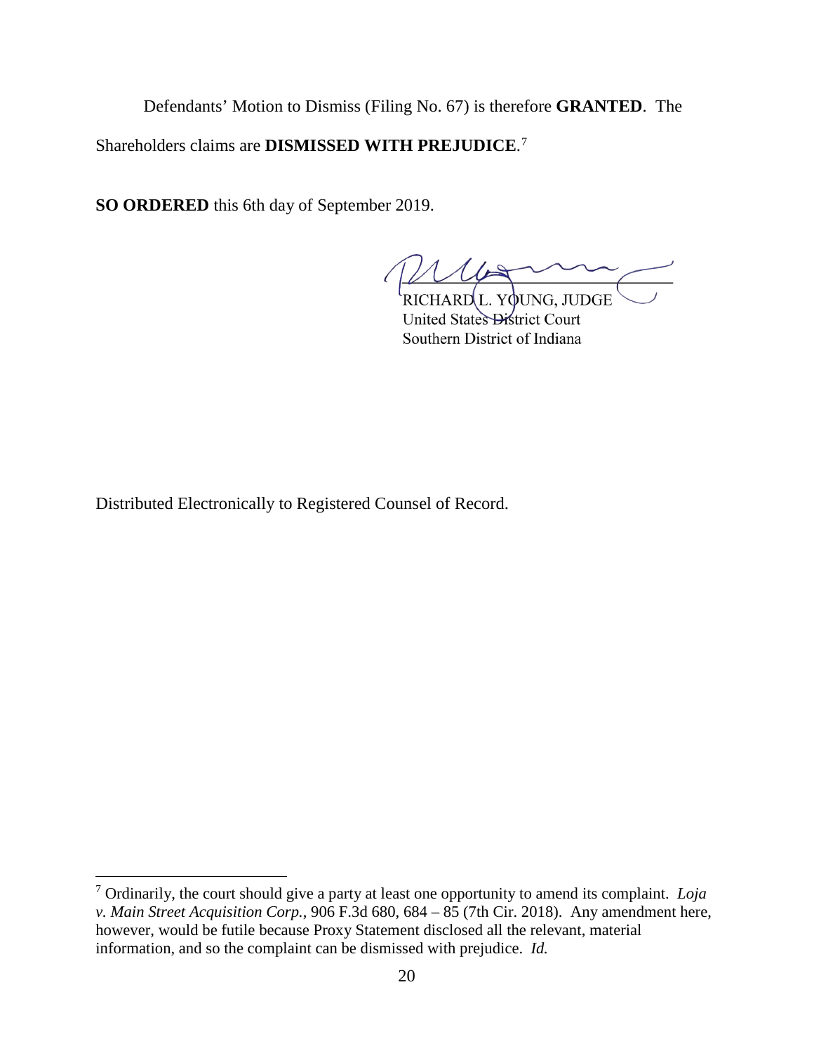Defendants' Motion to Dismiss (Filing No. 67) is therefore **GRANTED**. The Shareholders claims are **DISMISSED WITH PREJUDICE**.[7]

**SO ORDERED** this 6th day of September 2019.

RICHARD L. YOUNG, JUDGE
United States District Court
Southern District of Indiana

Distributed Electronically to Registered Counsel of Record.

[7] Ordinarily, the court should give a party at least one opportunity to amend its complaint. *Loja v. Main Street Acquisition Corp.*, 906 F.3d 680, 684 – 85 (7th Cir. 2018). Any amendment here, however, would be futile because Proxy Statement disclosed all the relevant, material information, and so the complaint can be dismissed with prejudice. *Id.*